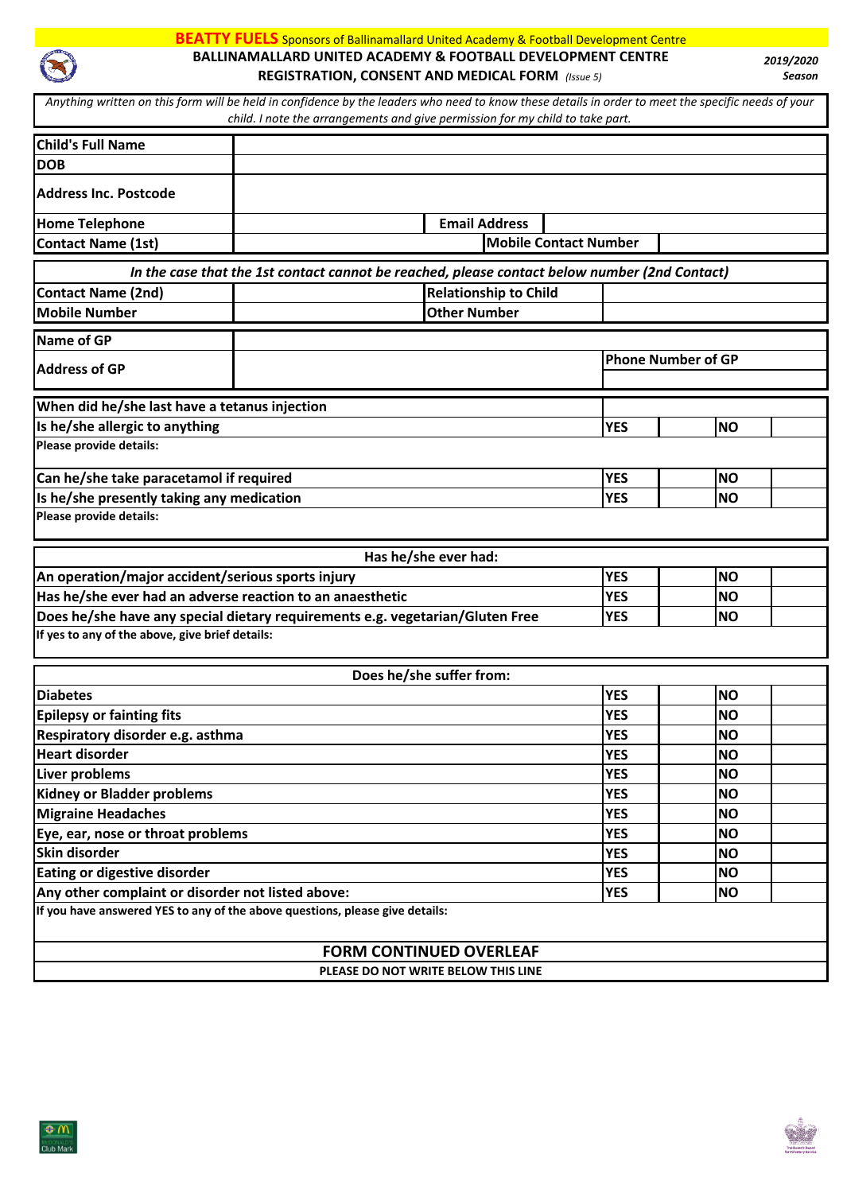**BEATTY FUELS** Sponsors of Ballinamallard United Academy & Football Development Centre

# BALLINAMALLARD UNITED ACADEMY & FOOTBALL DEVELOPMENT CENTRE

## REGISTRATION, CONSENT AND MEDICAL FORM *(Issue 5)*

*2019/2020 Season*

*Anything written on this form will be held in confidence by the leaders who need to know these details in order to meet the specific needs of your child. I note the arrangements and give permission for my child to take part.*

| | | | |
|---|---|---|---|
| **Child's Full Name** | | | |
| **DOB** | | | |
| **Address Inc. Postcode** | | | |
| **Home Telephone** | | **Email Address** | |
| **Contact Name (1st)** | | **Mobile Contact Number** | |

***In the case that the 1st contact cannot be reached, please contact below number (2nd Contact)***

| | | | |
|---|---|---|---|
| **Contact Name (2nd)** | | **Relationship to Child** | |
| **Mobile Number** | | **Other Number** | |

| | | |
|---|---|---|
| **Name of GP** | | |
| **Address of GP** | | **Phone Number of GP** |

| | | | | |
|---|---|---|---|---|
| **When did he/she last have a tetanus injection** | | | | |
| **Is he/she allergic to anything** | **YES** | | **NO** | |
| **Please provide details:** | | | | |
| **Can he/she take paracetamol if required** | **YES** | | **NO** | |
| **Is he/she presently taking any medication** | **YES** | | **NO** | |
| **Please provide details:** | | | | |

| **Has he/she ever had:** | | | | |
|---|---|---|---|---|
| **An operation/major accident/serious sports injury** | **YES** | | **NO** | |
| **Has he/she ever had an adverse reaction to an anaesthetic** | **YES** | | **NO** | |
| **Does he/she have any special dietary requirements e.g. vegetarian/Gluten Free** | **YES** | | **NO** | |
| **If yes to any of the above, give brief details:** | | | | |

| **Does he/she suffer from:** | | | | |
|---|---|---|---|---|
| **Diabetes** | **YES** | | **NO** | |
| **Epilepsy or fainting fits** | **YES** | | **NO** | |
| **Respiratory disorder e.g. asthma** | **YES** | | **NO** | |
| **Heart disorder** | **YES** | | **NO** | |
| **Liver problems** | **YES** | | **NO** | |
| **Kidney or Bladder problems** | **YES** | | **NO** | |
| **Migraine Headaches** | **YES** | | **NO** | |
| **Eye, ear, nose or throat problems** | **YES** | | **NO** | |
| **Skin disorder** | **YES** | | **NO** | |
| **Eating or digestive disorder** | **YES** | | **NO** | |
| **Any other complaint or disorder not listed above:** | **YES** | | **NO** | |
| **If you have answered YES to any of the above questions, please give details:** | | | | |

**FORM CONTINUED OVERLEAF**

**PLEASE DO NOT WRITE BELOW THIS LINE**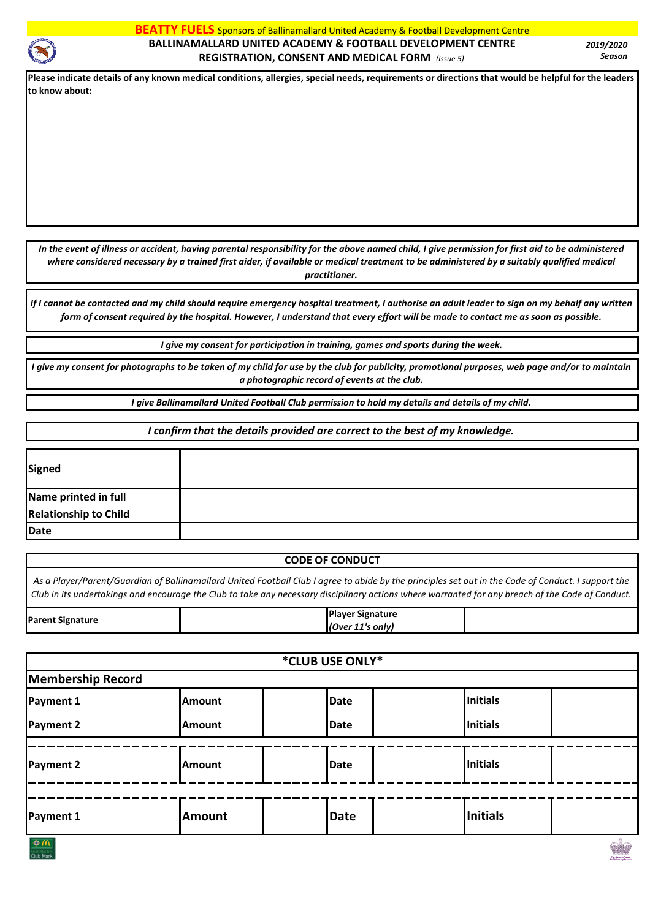**BEATTY FUELS** Sponsors of Ballinamallard United Academy & Football Development Centre

**BALLINAMALLARD UNITED ACADEMY & FOOTBALL DEVELOPMENT CENTRE**
**REGISTRATION, CONSENT AND MEDICAL FORM** *(Issue 5)*

***2019/2020 Season***

**Please indicate details of any known medical conditions, allergies, special needs, requirements or directions that would be helpful for the leaders to know about:**

*In the event of illness or accident, having parental responsibility for the above named child, I give permission for first aid to be administered where considered necessary by a trained first aider, if available or medical treatment to be administered by a suitably qualified medical practitioner.*

*If I cannot be contacted and my child should require emergency hospital treatment, I authorise an adult leader to sign on my behalf any written form of consent required by the hospital. However, I understand that every effort will be made to contact me as soon as possible.*

*I give my consent for participation in training, games and sports during the week.*

*I give my consent for photographs to be taken of my child for use by the club for publicity, promotional purposes, web page and/or to maintain a photographic record of events at the club.*

*I give Ballinamallard United Football Club permission to hold my details and details of my child.*

*I confirm that the details provided are correct to the best of my knowledge.*

| | |
|---|---|
| **Signed** | |
| **Name printed in full** | |
| **Relationship to Child** | |
| **Date** | |

**CODE OF CONDUCT**

*As a Player/Parent/Guardian of Ballinamallard United Football Club I agree to abide by the principles set out in the Code of Conduct. I support the Club in its undertakings and encourage the Club to take any necessary disciplinary actions where warranted for any breach of the Code of Conduct.*

| | | | |
|---|---|---|---|
| **Parent Signature** | | **Player Signature** *(Over 11's only)* | |

**\*CLUB USE ONLY\***

**Membership Record**

| | | | | | | | |
|---|---|---|---|---|---|---|---|
| **Payment 1** | **Amount** | | **Date** | | **Initials** | |
| **Payment 2** | **Amount** | | **Date** | | **Initials** | |
| **Payment 2** | **Amount** | | **Date** | | **Initials** | |
| **Payment 1** | **Amount** | | **Date** | | **Initials** | |